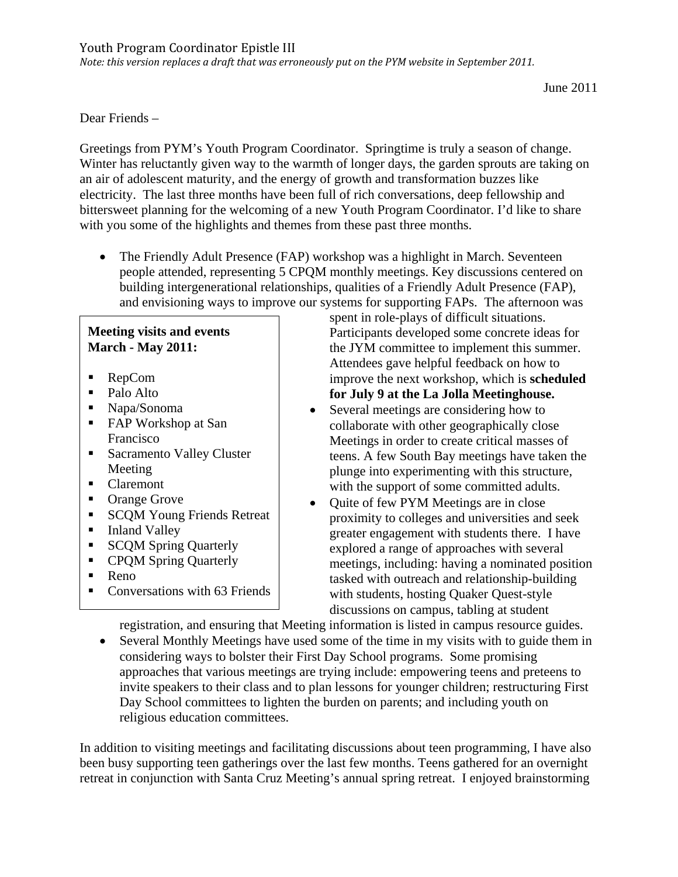Youth Program Coordinator Epistle III

*Note: this version replaces a draft that was erroneously put on the PYM website in September 2011.*

June 2011

Dear Friends –

Greetings from PYM's Youth Program Coordinator. Springtime is truly a season of change. Winter has reluctantly given way to the warmth of longer days, the garden sprouts are taking on an air of adolescent maturity, and the energy of growth and transformation buzzes like electricity. The last three months have been full of rich conversations, deep fellowship and bittersweet planning for the welcoming of a new Youth Program Coordinator. I'd like to share with you some of the highlights and themes from these past three months.

- The Friendly Adult Presence (FAP) workshop was a highlight in March. Seventeen people attended, representing 5 CPQM monthly meetings. Key discussions centered on building intergenerational relationships, qualities of a Friendly Adult Presence (FAP), and envisioning ways to improve our systems for supporting FAPs. The afternoon was spent in role-plays of difficult situations. Participants developed some concrete ideas for the JYM committee to implement this summer. Attendees gave helpful feedback on how to improve the next workshop, which is **scheduled for July 9 at the La Jolla Meetinghouse.**
- Several meetings are considering how to collaborate with other geographically close Meetings in order to create critical masses of teens. A few South Bay meetings have taken the plunge into experimenting with this structure, with the support of some committed adults.
- Quite of few PYM Meetings are in close proximity to colleges and universities and seek greater engagement with students there. I have explored a range of approaches with several meetings, including: having a nominated position tasked with outreach and relationship-building with students, hosting Quaker Quest-style discussions on campus, tabling at student registration, and ensuring that Meeting information is listed in campus resource guides.
- Several Monthly Meetings have used some of the time in my visits with to guide them in considering ways to bolster their First Day School programs. Some promising approaches that various meetings are trying include: empowering teens and preteens to invite speakers to their class and to plan lessons for younger children; restructuring First Day School committees to lighten the burden on parents; and including youth on religious education committees.

**Meeting visits and events March - May 2011:**

- RepCom
- Palo Alto
- Napa/Sonoma
- FAP Workshop at San Francisco
- Sacramento Valley Cluster Meeting
- Claremont
- Orange Grove
- SCQM Young Friends Retreat
- Inland Valley
- SCQM Spring Quarterly
- CPQM Spring Quarterly
- Reno
- Conversations with 63 Friends

In addition to visiting meetings and facilitating discussions about teen programming, I have also been busy supporting teen gatherings over the last few months. Teens gathered for an overnight retreat in conjunction with Santa Cruz Meeting's annual spring retreat. I enjoyed brainstorming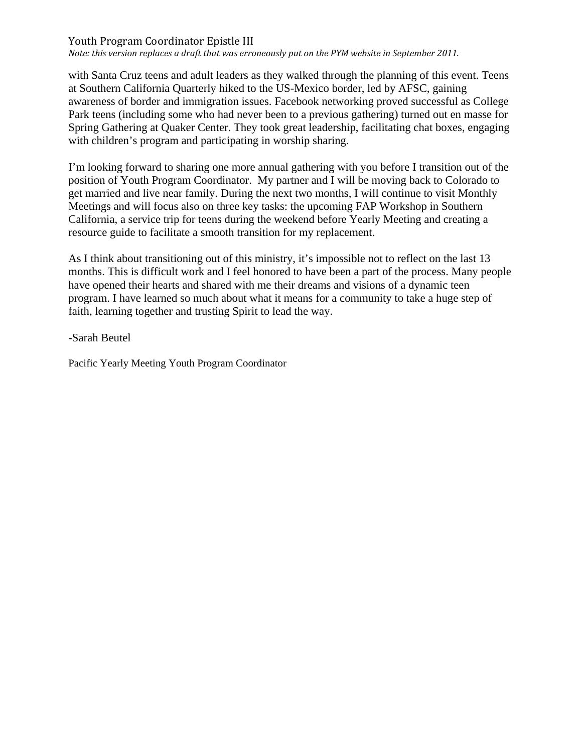with Santa Cruz teens and adult leaders as they walked through the planning of this event. Teens at Southern California Quarterly hiked to the US-Mexico border, led by AFSC, gaining awareness of border and immigration issues. Facebook networking proved successful as College Park teens (including some who had never been to a previous gathering) turned out en masse for Spring Gathering at Quaker Center. They took great leadership, facilitating chat boxes, engaging with children's program and participating in worship sharing.

I'm looking forward to sharing one more annual gathering with you before I transition out of the position of Youth Program Coordinator. My partner and I will be moving back to Colorado to get married and live near family. During the next two months, I will continue to visit Monthly Meetings and will focus also on three key tasks: the upcoming FAP Workshop in Southern California, a service trip for teens during the weekend before Yearly Meeting and creating a resource guide to facilitate a smooth transition for my replacement.

As I think about transitioning out of this ministry, it's impossible not to reflect on the last 13 months. This is difficult work and I feel honored to have been a part of the process. Many people have opened their hearts and shared with me their dreams and visions of a dynamic teen program. I have learned so much about what it means for a community to take a huge step of faith, learning together and trusting Spirit to lead the way.

-Sarah Beutel

Pacific Yearly Meeting Youth Program Coordinator